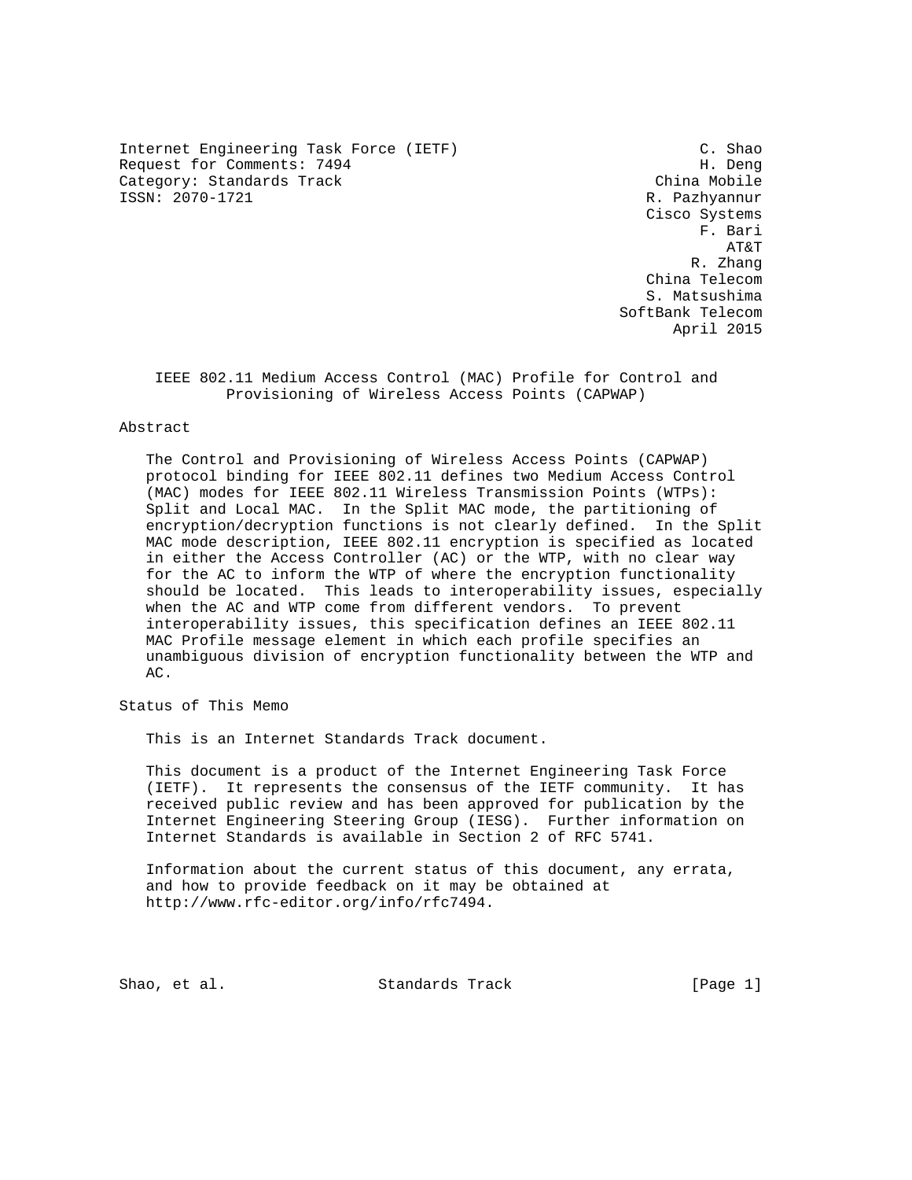Internet Engineering Task Force (IETF)
Request for Comments: 7494
Category: Standards Track
ISSN: 2070-1721

C. Shao
H. Deng
China Mobile
R. Pazhyannur
Cisco Systems
F. Bari
AT&T
R. Zhang
China Telecom
S. Matsushima
SoftBank Telecom
April 2015

# IEEE 802.11 Medium Access Control (MAC) Profile for Control and Provisioning of Wireless Access Points (CAPWAP)

## Abstract

The Control and Provisioning of Wireless Access Points (CAPWAP) protocol binding for IEEE 802.11 defines two Medium Access Control (MAC) modes for IEEE 802.11 Wireless Transmission Points (WTPs): Split and Local MAC. In the Split MAC mode, the partitioning of encryption/decryption functions is not clearly defined. In the Split MAC mode description, IEEE 802.11 encryption is specified as located in either the Access Controller (AC) or the WTP, with no clear way for the AC to inform the WTP of where the encryption functionality should be located. This leads to interoperability issues, especially when the AC and WTP come from different vendors. To prevent interoperability issues, this specification defines an IEEE 802.11 MAC Profile message element in which each profile specifies an unambiguous division of encryption functionality between the WTP and AC.

## Status of This Memo

This is an Internet Standards Track document.

This document is a product of the Internet Engineering Task Force (IETF). It represents the consensus of the IETF community. It has received public review and has been approved for publication by the Internet Engineering Steering Group (IESG). Further information on Internet Standards is available in Section 2 of RFC 5741.

Information about the current status of this document, any errata, and how to provide feedback on it may be obtained at http://www.rfc-editor.org/info/rfc7494.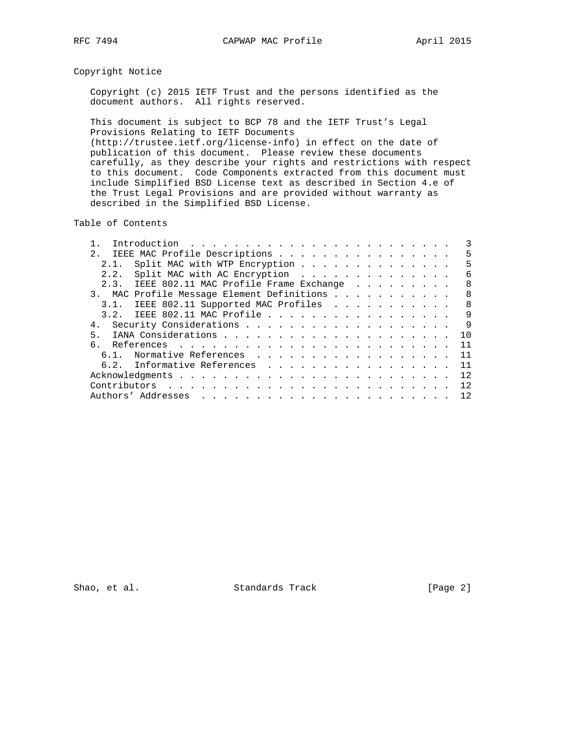## Copyright Notice

Copyright (c) 2015 IETF Trust and the persons identified as the document authors. All rights reserved.

This document is subject to BCP 78 and the IETF Trust's Legal Provisions Relating to IETF Documents (http://trustee.ietf.org/license-info) in effect on the date of publication of this document. Please review these documents carefully, as they describe your rights and restrictions with respect to this document. Code Components extracted from this document must include Simplified BSD License text as described in Section 4.e of the Trust Legal Provisions and are provided without warranty as described in the Simplified BSD License.

## Table of Contents

```
   1.  Introduction . . . . . . . . . . . . . . . . . . . . . . . .   3
   2.  IEEE MAC Profile Descriptions . . . . . . . . . . . . . . . .   5
     2.1.  Split MAC with WTP Encryption . . . . . . . . . . . . . .   5
     2.2.  Split MAC with AC Encryption  . . . . . . . . . . . . . .   6
     2.3.  IEEE 802.11 MAC Profile Frame Exchange  . . . . . . . . .   8
   3.  MAC Profile Message Element Definitions . . . . . . . . . . .   8
     3.1.  IEEE 802.11 Supported MAC Profiles  . . . . . . . . . . .   8
     3.2.  IEEE 802.11 MAC Profile . . . . . . . . . . . . . . . . .   9
   4.  Security Considerations . . . . . . . . . . . . . . . . . . .   9
   5.  IANA Considerations . . . . . . . . . . . . . . . . . . . . .  10
   6.  References  . . . . . . . . . . . . . . . . . . . . . . . . .  11
     6.1.  Normative References  . . . . . . . . . . . . . . . . . .  11
     6.2.  Informative References  . . . . . . . . . . . . . . . . .  11
   Acknowledgments . . . . . . . . . . . . . . . . . . . . . . . . .  12
   Contributors  . . . . . . . . . . . . . . . . . . . . . . . . . .  12
   Authors' Addresses  . . . . . . . . . . . . . . . . . . . . . . .  12
```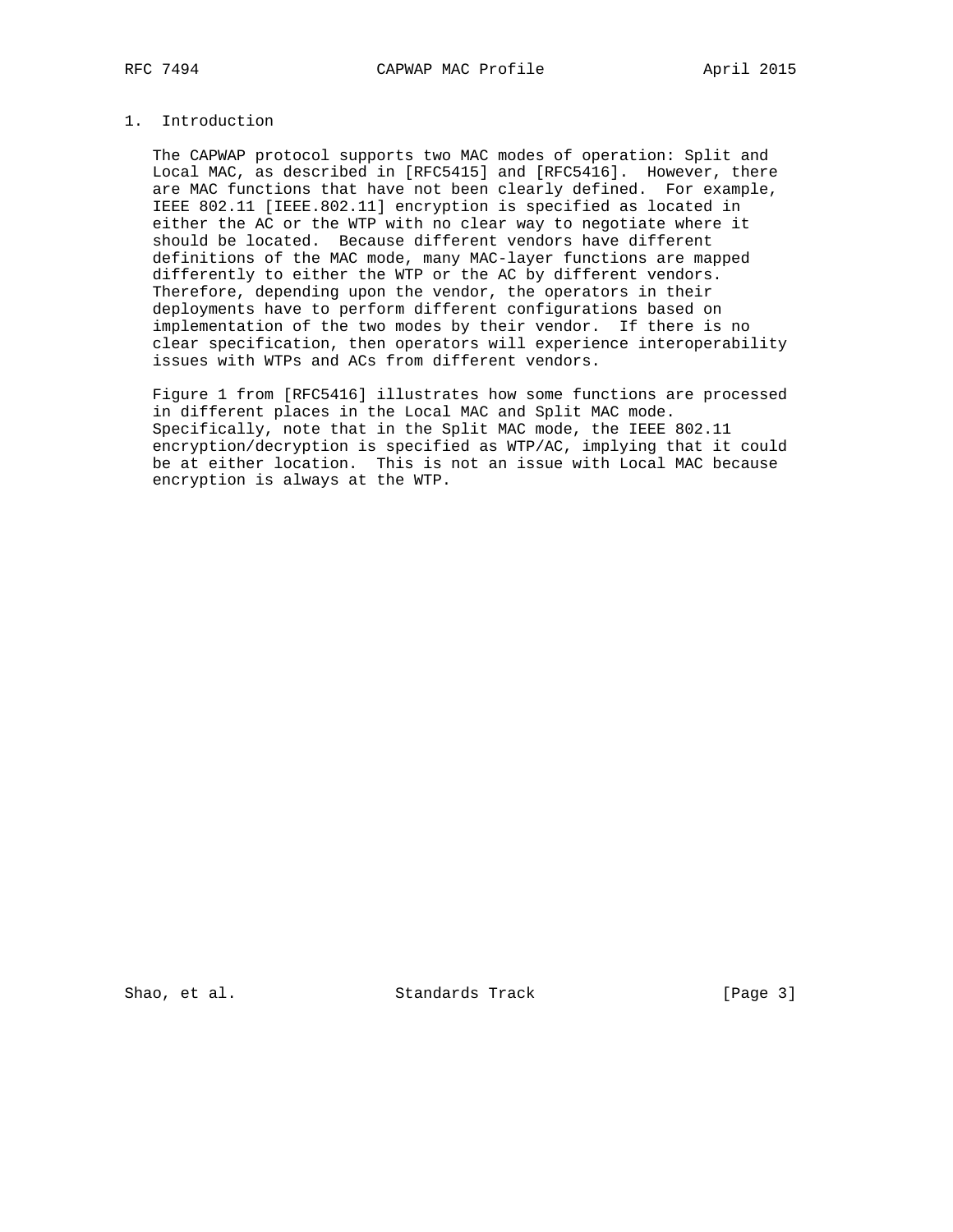# 1. Introduction

The CAPWAP protocol supports two MAC modes of operation: Split and Local MAC, as described in [RFC5415] and [RFC5416]. However, there are MAC functions that have not been clearly defined. For example, IEEE 802.11 [IEEE.802.11] encryption is specified as located in either the AC or the WTP with no clear way to negotiate where it should be located. Because different vendors have different definitions of the MAC mode, many MAC-layer functions are mapped differently to either the WTP or the AC by different vendors. Therefore, depending upon the vendor, the operators in their deployments have to perform different configurations based on implementation of the two modes by their vendor. If there is no clear specification, then operators will experience interoperability issues with WTPs and ACs from different vendors.

Figure 1 from [RFC5416] illustrates how some functions are processed in different places in the Local MAC and Split MAC mode. Specifically, note that in the Split MAC mode, the IEEE 802.11 encryption/decryption is specified as WTP/AC, implying that it could be at either location. This is not an issue with Local MAC because encryption is always at the WTP.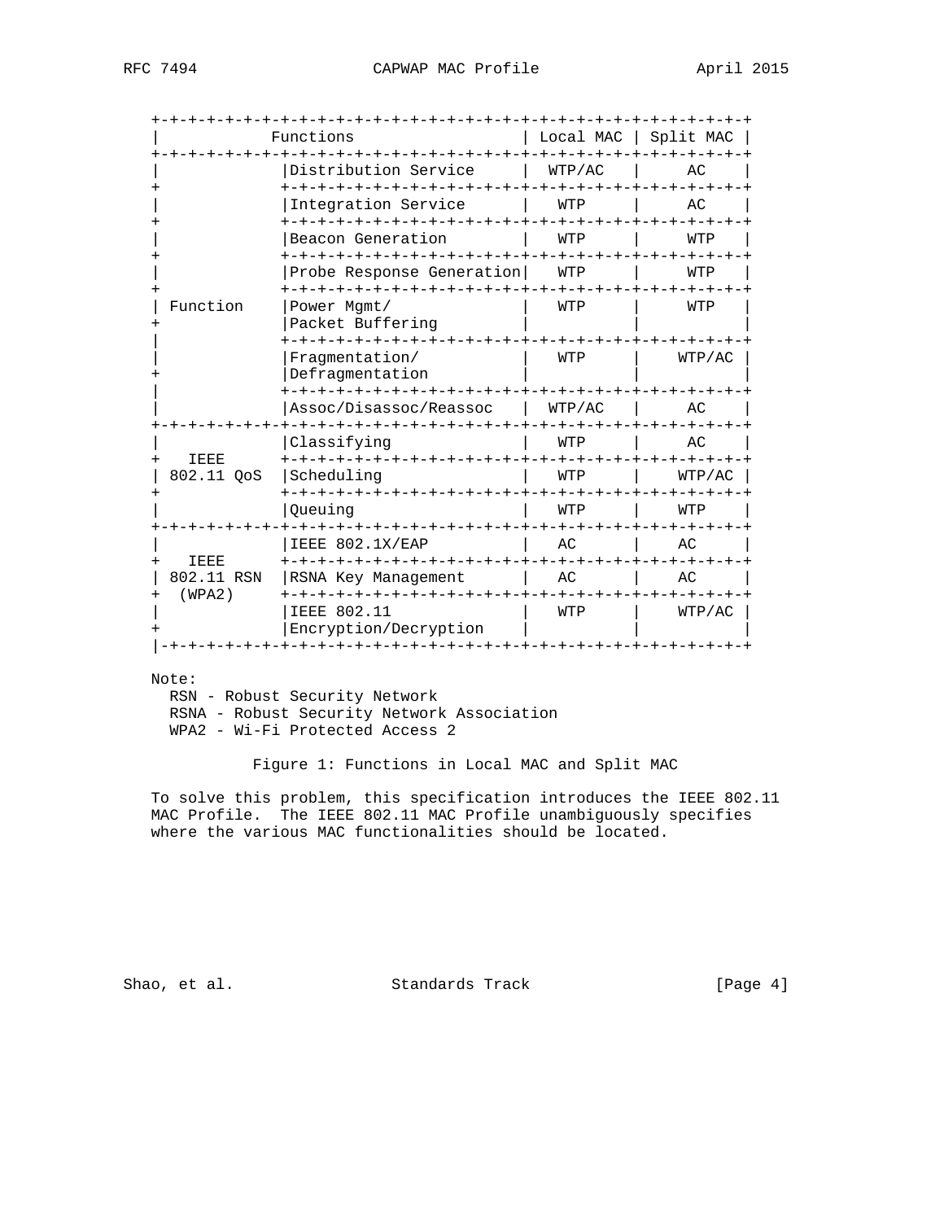| Functions | | Local MAC | Split MAC |
|---|---|---|---|
| Function | Distribution Service | WTP/AC | AC |
| | Integration Service | WTP | AC |
| | Beacon Generation | WTP | WTP |
| | Probe Response Generation | WTP | WTP |
| | Power Mgmt/ Packet Buffering | WTP | WTP |
| | Fragmentation/ Defragmentation | WTP | WTP/AC |
| | Assoc/Disassoc/Reassoc | WTP/AC | AC |
| IEEE 802.11 QoS | Classifying | WTP | AC |
| | Scheduling | WTP | WTP/AC |
| | Queuing | WTP | WTP |
| IEEE 802.11 RSN (WPA2) | IEEE 802.1X/EAP | AC | AC |
| | RSNA Key Management | AC | AC |
| | IEEE 802.11 Encryption/Decryption | WTP | WTP/AC |

Note:
- RSN - Robust Security Network
- RSNA - Robust Security Network Association
- WPA2 - Wi-Fi Protected Access 2

Figure 1: Functions in Local MAC and Split MAC

To solve this problem, this specification introduces the IEEE 802.11 MAC Profile. The IEEE 802.11 MAC Profile unambiguously specifies where the various MAC functionalities should be located.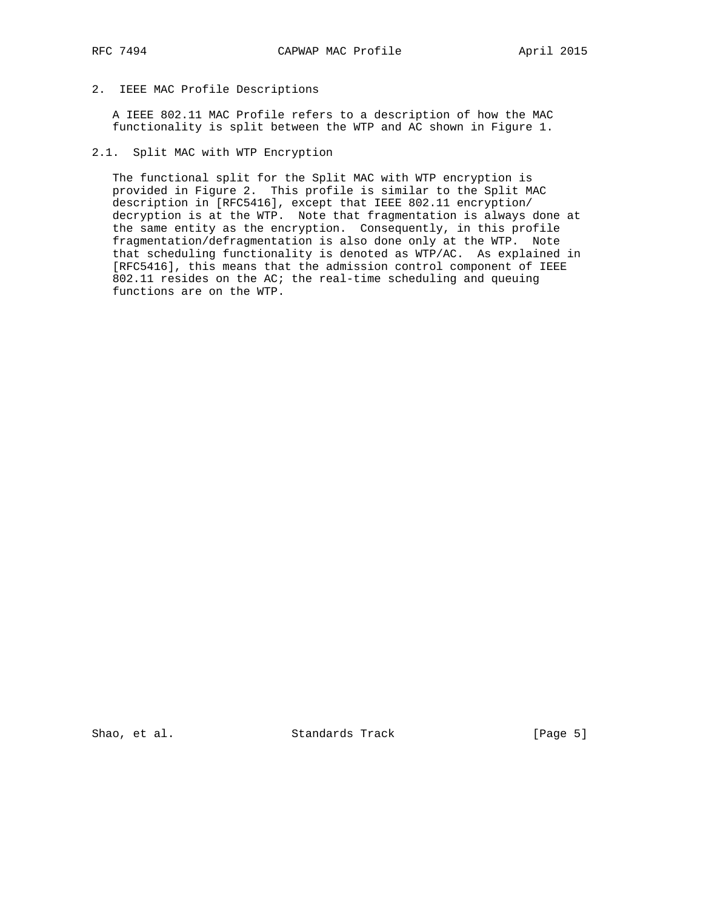## 2. IEEE MAC Profile Descriptions

A IEEE 802.11 MAC Profile refers to a description of how the MAC functionality is split between the WTP and AC shown in Figure 1.

### 2.1. Split MAC with WTP Encryption

The functional split for the Split MAC with WTP encryption is provided in Figure 2. This profile is similar to the Split MAC description in [RFC5416], except that IEEE 802.11 encryption/decryption is at the WTP. Note that fragmentation is always done at the same entity as the encryption. Consequently, in this profile fragmentation/defragmentation is also done only at the WTP. Note that scheduling functionality is denoted as WTP/AC. As explained in [RFC5416], this means that the admission control component of IEEE 802.11 resides on the AC; the real-time scheduling and queuing functions are on the WTP.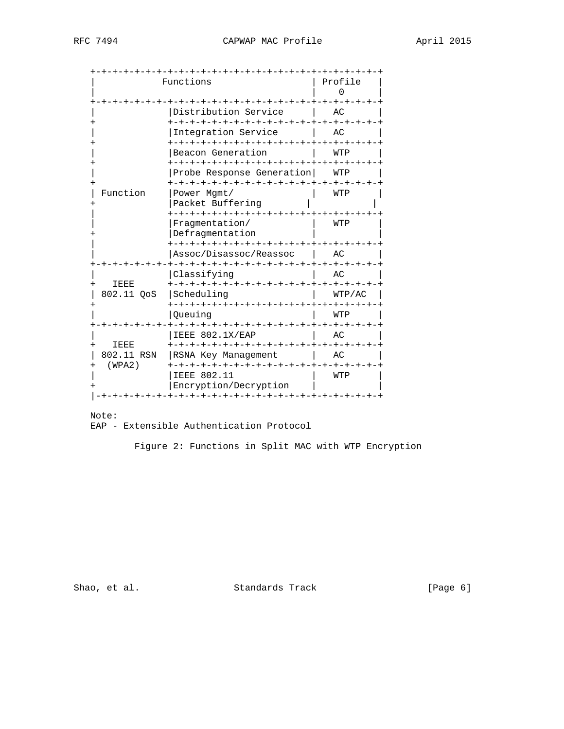| Functions | | Profile 0 |
|---|---|---|
| Function | Distribution Service | AC |
| | Integration Service | AC |
| | Beacon Generation | WTP |
| | Probe Response Generation | WTP |
| | Power Mgmt/ Packet Buffering | WTP |
| | Fragmentation/ Defragmentation | WTP |
| | Assoc/Disassoc/Reassoc | AC |
| IEEE 802.11 QoS | Classifying | AC |
| | Scheduling | WTP/AC |
| | Queuing | WTP |
| IEEE 802.11 RSN (WPA2) | IEEE 802.1X/EAP | AC |
| | RSNA Key Management | AC |
| | IEEE 802.11 Encryption/Decryption | WTP |

Note:
EAP - Extensible Authentication Protocol

Figure 2: Functions in Split MAC with WTP Encryption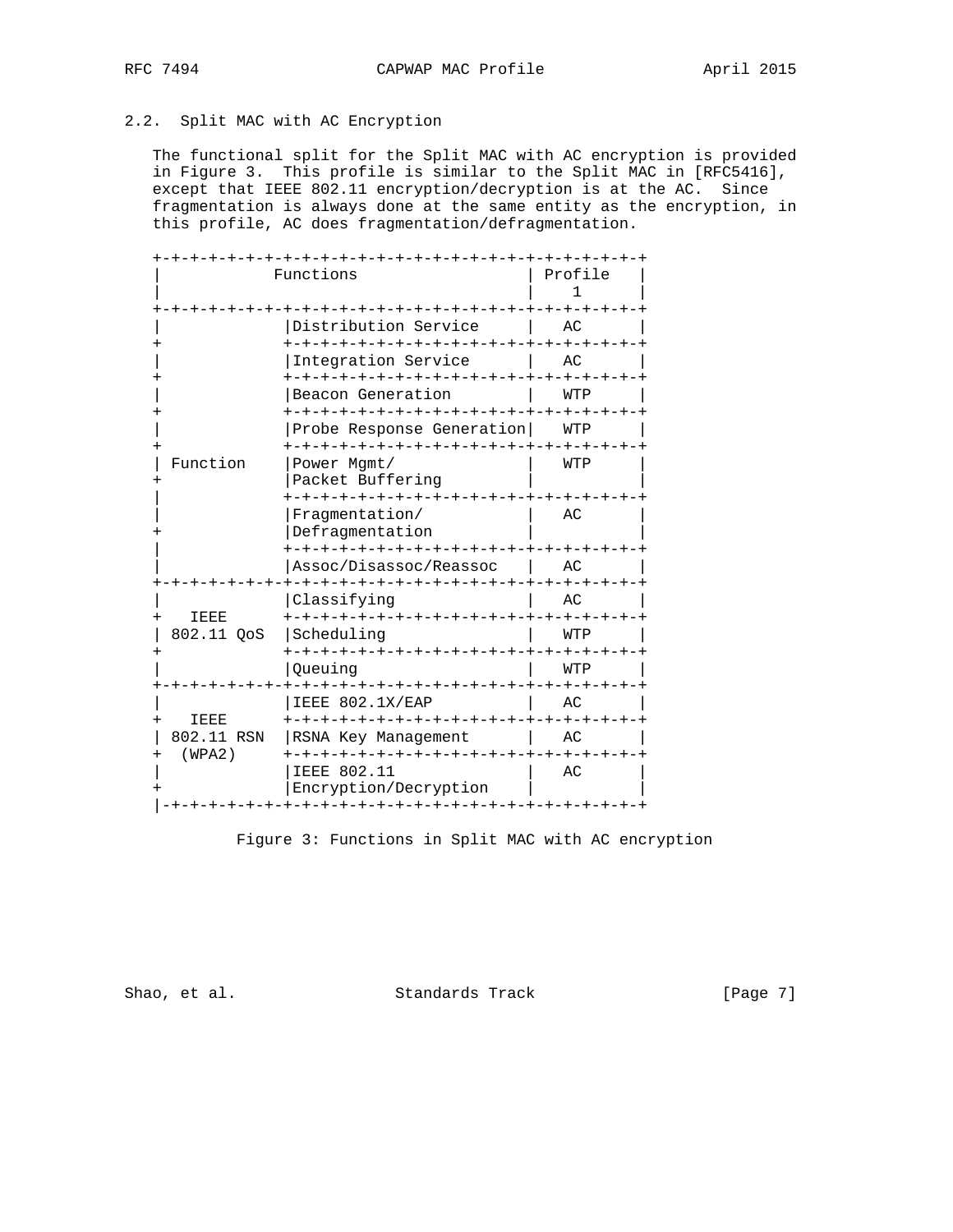## 2.2. Split MAC with AC Encryption

The functional split for the Split MAC with AC encryption is provided in Figure 3. This profile is similar to the Split MAC in [RFC5416], except that IEEE 802.11 encryption/decryption is at the AC. Since fragmentation is always done at the same entity as the encryption, in this profile, AC does fragmentation/defragmentation.

| Functions | | Profile 1 |
|---|---|---|
| Function | Distribution Service | AC |
| | Integration Service | AC |
| | Beacon Generation | WTP |
| | Probe Response Generation | WTP |
| | Power Mgmt/ Packet Buffering | WTP |
| | Fragmentation/ Defragmentation | AC |
| | Assoc/Disassoc/Reassoc | AC |
| IEEE 802.11 QoS | Classifying | AC |
| | Scheduling | WTP |
| | Queuing | WTP |
| IEEE 802.11 RSN (WPA2) | IEEE 802.1X/EAP | AC |
| | RSNA Key Management | AC |
| | IEEE 802.11 Encryption/Decryption | AC |

Figure 3: Functions in Split MAC with AC encryption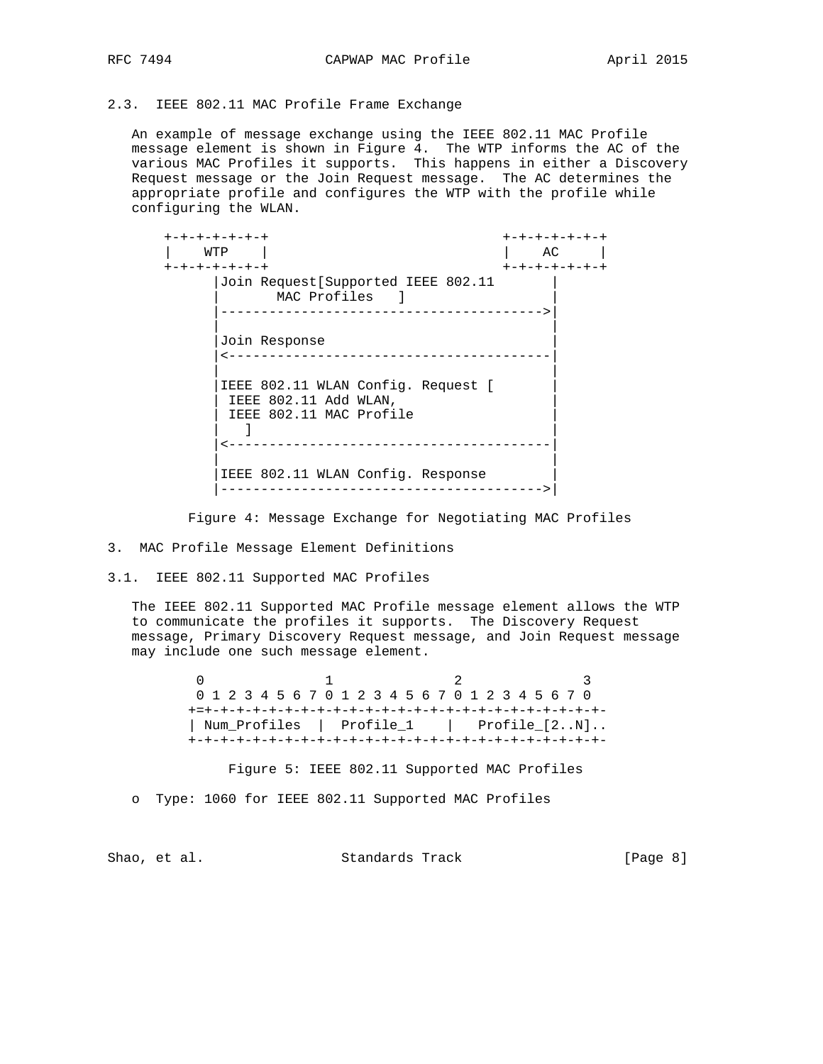## 2.3. IEEE 802.11 MAC Profile Frame Exchange

An example of message exchange using the IEEE 802.11 MAC Profile message element is shown in Figure 4. The WTP informs the AC of the various MAC Profiles it supports. This happens in either a Discovery Request message or the Join Request message. The AC determines the appropriate profile and configures the WTP with the profile while configuring the WLAN.

```
+-+-+-+-+-+-+                            +-+-+-+-+-+-+
|    WTP    |                            |    AC     |
+-+-+-+-+-+-+                            +-+-+-+-+-+-+
      |Join Request[Supported IEEE 802.11       |
      |       MAC Profiles   ]                  |
      |---------------------------------------->|
      |                                         |
      |Join Response                            |
      |<----------------------------------------|
      |                                         |
      |IEEE 802.11 WLAN Config. Request [       |
      | IEEE 802.11 Add WLAN,                   |
      | IEEE 802.11 MAC Profile                 |
      |   ]                                     |
      |<----------------------------------------|
      |                                         |
      |IEEE 802.11 WLAN Config. Response        |
      |---------------------------------------->|
```

Figure 4: Message Exchange for Negotiating MAC Profiles

# 3. MAC Profile Message Element Definitions

## 3.1. IEEE 802.11 Supported MAC Profiles

The IEEE 802.11 Supported MAC Profile message element allows the WTP to communicate the profiles it supports. The Discovery Request message, Primary Discovery Request message, and Join Request message may include one such message element.

```
 0               1               2               3
 0 1 2 3 4 5 6 7 0 1 2 3 4 5 6 7 0 1 2 3 4 5 6 7 0
+=+-+-+-+-+-+-+-+-+-+-+-+-+-+-+-+-+-+-+-+-+-+-+-+-+-
| Num_Profiles  |  Profile_1    |   Profile_[2..N]..
+-+-+-+-+-+-+-+-+-+-+-+-+-+-+-+-+-+-+-+-+-+-+-+-+-+-
```

Figure 5: IEEE 802.11 Supported MAC Profiles

- Type: 1060 for IEEE 802.11 Supported MAC Profiles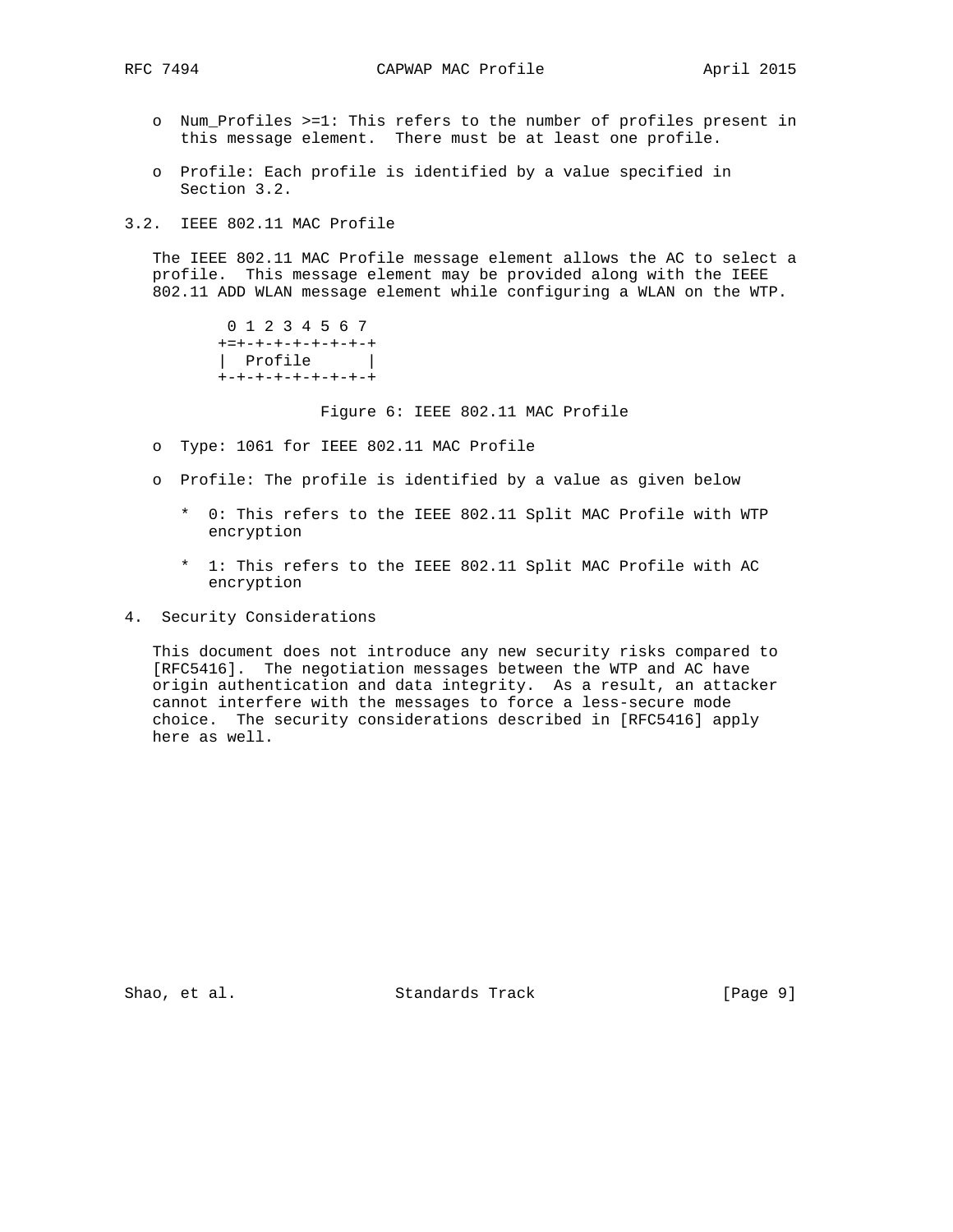- Num_Profiles >=1: This refers to the number of profiles present in this message element. There must be at least one profile.

- Profile: Each profile is identified by a value specified in Section 3.2.

## 3.2. IEEE 802.11 MAC Profile

The IEEE 802.11 MAC Profile message element allows the AC to select a profile. This message element may be provided along with the IEEE 802.11 ADD WLAN message element while configuring a WLAN on the WTP.

```
 0 1 2 3 4 5 6 7
+=+-+-+-+-+-+-+-+
|  Profile      |
+-+-+-+-+-+-+-+-+
```

Figure 6: IEEE 802.11 MAC Profile

- Type: 1061 for IEEE 802.11 MAC Profile

- Profile: The profile is identified by a value as given below

  * 0: This refers to the IEEE 802.11 Split MAC Profile with WTP encryption

  * 1: This refers to the IEEE 802.11 Split MAC Profile with AC encryption

# 4. Security Considerations

This document does not introduce any new security risks compared to [RFC5416]. The negotiation messages between the WTP and AC have origin authentication and data integrity. As a result, an attacker cannot interfere with the messages to force a less-secure mode choice. The security considerations described in [RFC5416] apply here as well.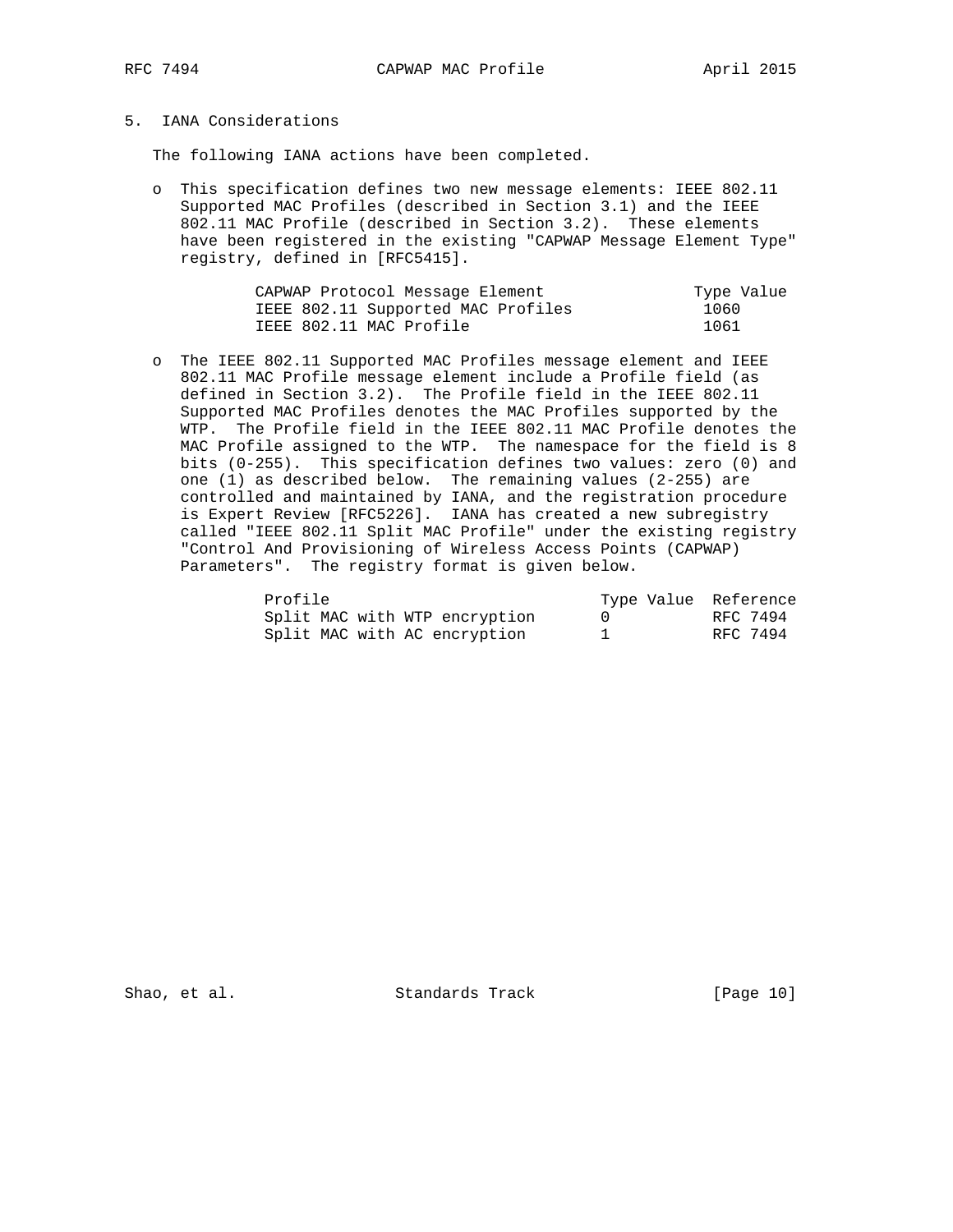## 5. IANA Considerations

The following IANA actions have been completed.

- This specification defines two new message elements: IEEE 802.11 Supported MAC Profiles (described in Section 3.1) and the IEEE 802.11 MAC Profile (described in Section 3.2). These elements have been registered in the existing "CAPWAP Message Element Type" registry, defined in [RFC5415].

| CAPWAP Protocol Message Element | Type Value |
|---|---|
| IEEE 802.11 Supported MAC Profiles | 1060 |
| IEEE 802.11 MAC Profile | 1061 |

- The IEEE 802.11 Supported MAC Profiles message element and IEEE 802.11 MAC Profile message element include a Profile field (as defined in Section 3.2). The Profile field in the IEEE 802.11 Supported MAC Profiles denotes the MAC Profiles supported by the WTP. The Profile field in the IEEE 802.11 MAC Profile denotes the MAC Profile assigned to the WTP. The namespace for the field is 8 bits (0-255). This specification defines two values: zero (0) and one (1) as described below. The remaining values (2-255) are controlled and maintained by IANA, and the registration procedure is Expert Review [RFC5226]. IANA has created a new subregistry called "IEEE 802.11 Split MAC Profile" under the existing registry "Control And Provisioning of Wireless Access Points (CAPWAP) Parameters". The registry format is given below.

| Profile | Type Value | Reference |
|---|---|---|
| Split MAC with WTP encryption | 0 | RFC 7494 |
| Split MAC with AC encryption | 1 | RFC 7494 |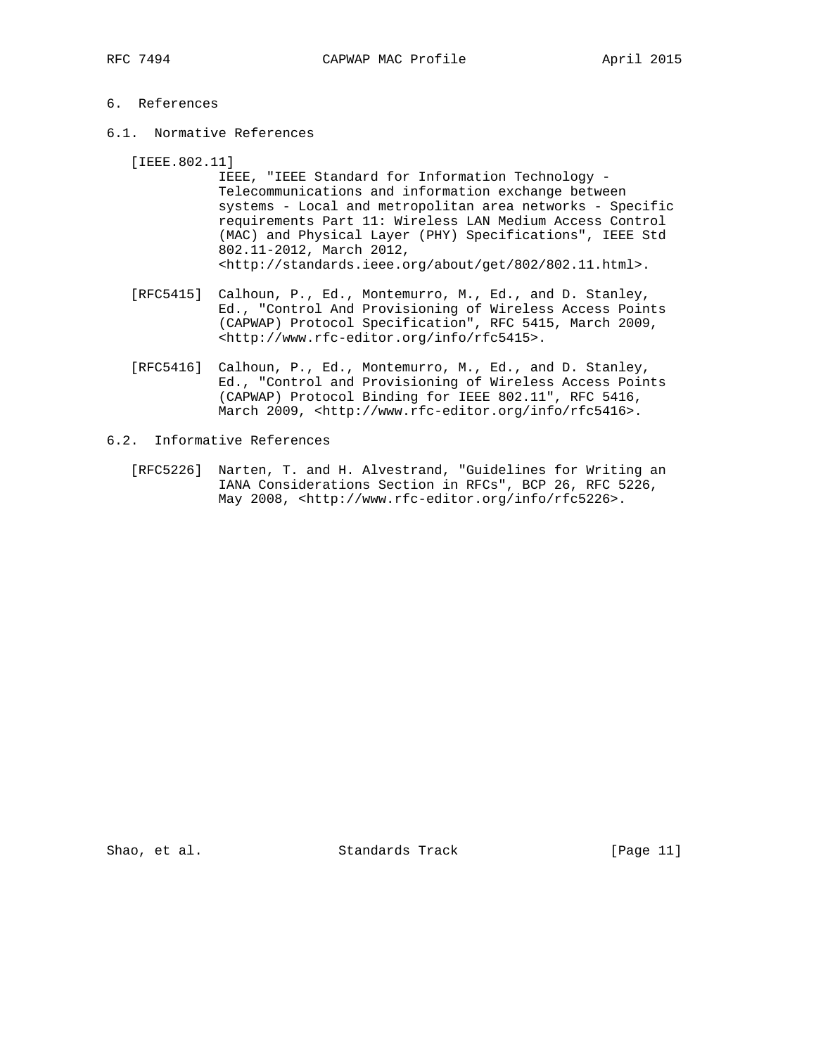# 6. References

## 6.1. Normative References

[IEEE.802.11]
IEEE, "IEEE Standard for Information Technology - Telecommunications and information exchange between systems - Local and metropolitan area networks - Specific requirements Part 11: Wireless LAN Medium Access Control (MAC) and Physical Layer (PHY) Specifications", IEEE Std 802.11-2012, March 2012, <http://standards.ieee.org/about/get/802/802.11.html>.

[RFC5415] Calhoun, P., Ed., Montemurro, M., Ed., and D. Stanley, Ed., "Control And Provisioning of Wireless Access Points (CAPWAP) Protocol Specification", RFC 5415, March 2009, <http://www.rfc-editor.org/info/rfc5415>.

[RFC5416] Calhoun, P., Ed., Montemurro, M., Ed., and D. Stanley, Ed., "Control and Provisioning of Wireless Access Points (CAPWAP) Protocol Binding for IEEE 802.11", RFC 5416, March 2009, <http://www.rfc-editor.org/info/rfc5416>.

## 6.2. Informative References

[RFC5226] Narten, T. and H. Alvestrand, "Guidelines for Writing an IANA Considerations Section in RFCs", BCP 26, RFC 5226, May 2008, <http://www.rfc-editor.org/info/rfc5226>.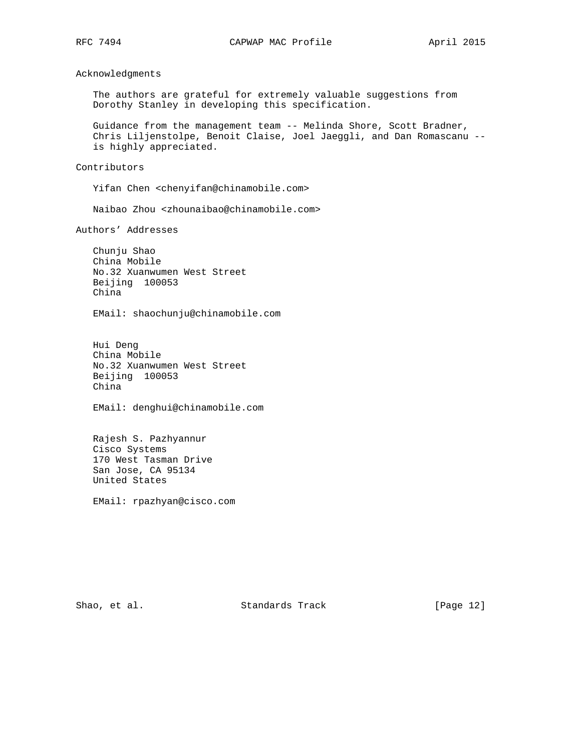## Acknowledgments

The authors are grateful for extremely valuable suggestions from Dorothy Stanley in developing this specification.

Guidance from the management team -- Melinda Shore, Scott Bradner, Chris Liljenstolpe, Benoit Claise, Joel Jaeggli, and Dan Romascanu -- is highly appreciated.

## Contributors

Yifan Chen <chenyifan@chinamobile.com>

Naibao Zhou <zhounaibao@chinamobile.com>

## Authors' Addresses

Chunju Shao
China Mobile
No.32 Xuanwumen West Street
Beijing 100053
China

EMail: shaochunju@chinamobile.com

Hui Deng
China Mobile
No.32 Xuanwumen West Street
Beijing 100053
China

EMail: denghui@chinamobile.com

Rajesh S. Pazhyannur
Cisco Systems
170 West Tasman Drive
San Jose, CA 95134
United States

EMail: rpazhyan@cisco.com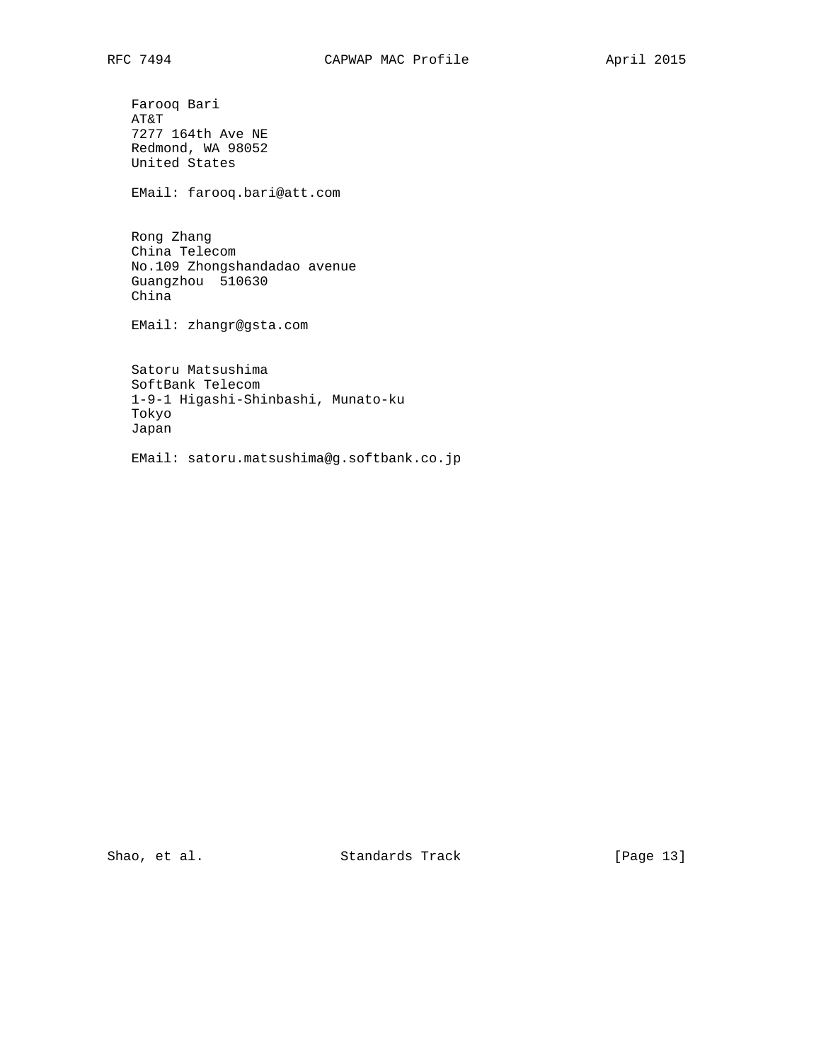Farooq Bari
AT&T
7277 164th Ave NE
Redmond, WA 98052
United States

EMail: farooq.bari@att.com

Rong Zhang
China Telecom
No.109 Zhongshandadao avenue
Guangzhou 510630
China

EMail: zhangr@gsta.com

Satoru Matsushima
SoftBank Telecom
1-9-1 Higashi-Shinbashi, Munato-ku
Tokyo
Japan

EMail: satoru.matsushima@g.softbank.co.jp